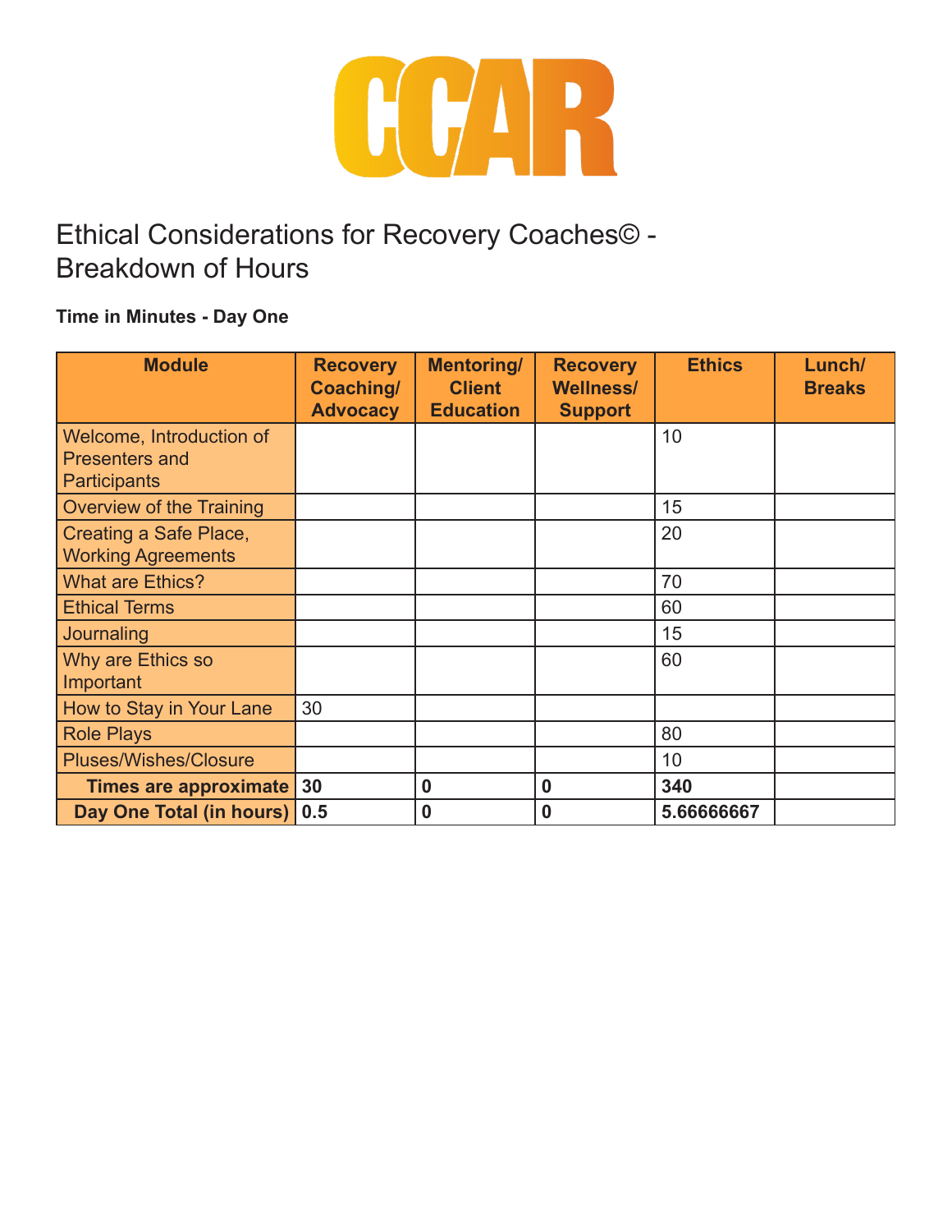CCAR

# Ethical Considerations for Recovery Coaches© - Breakdown of Hours

**Time in Minutes - Day One**

| Module | Recovery Coaching/ Advocacy | Mentoring/ Client Education | Recovery Wellness/ Support | Ethics | Lunch/ Breaks |
|---|---|---|---|---|---|
| Welcome, Introduction of Presenters and Participants | | | | 10 | |
| Overview of the Training | | | | 15 | |
| Creating a Safe Place, Working Agreements | | | | 20 | |
| What are Ethics? | | | | 70 | |
| Ethical Terms | | | | 60 | |
| Journaling | | | | 15 | |
| Why are Ethics so Important | | | | 60 | |
| How to Stay in Your Lane | 30 | | | | |
| Role Plays | | | | 80 | |
| Pluses/Wishes/Closure | | | | 10 | |
| **Times are approximate** | **30** | **0** | **0** | **340** | |
| **Day One Total (in hours)** | **0.5** | **0** | **0** | **5.66666667** | |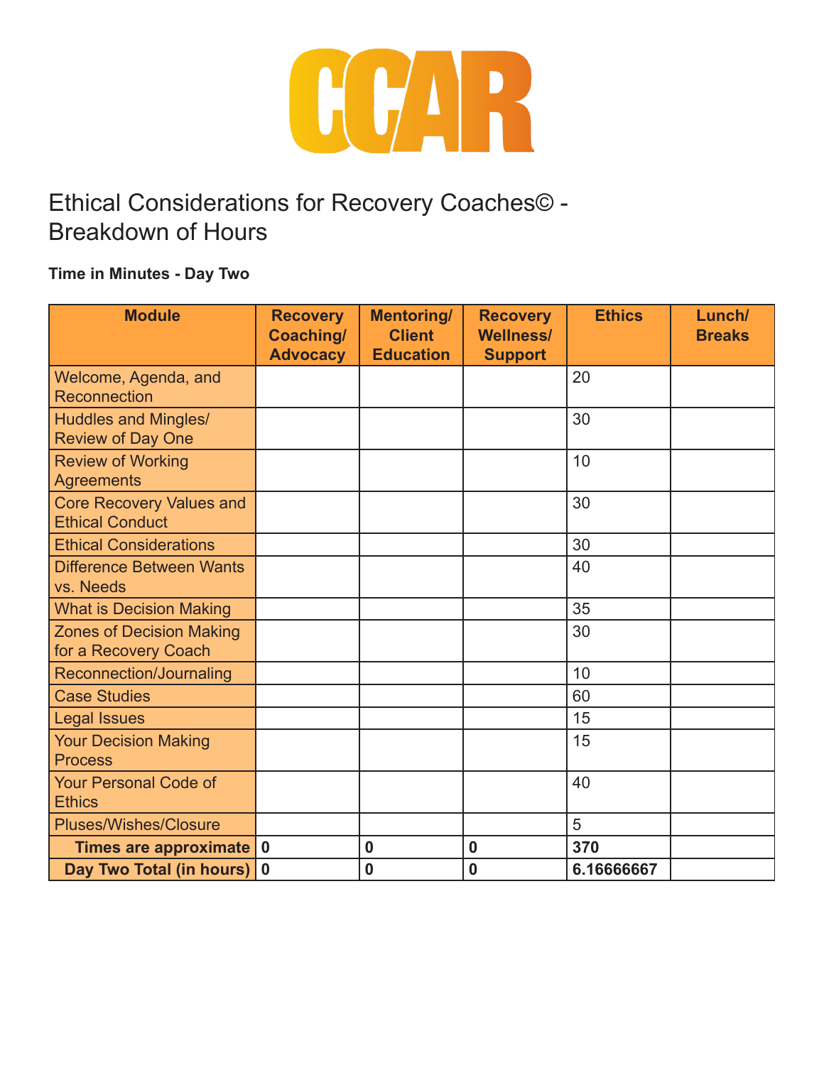CCAR

# Ethical Considerations for Recovery Coaches© - Breakdown of Hours

**Time in Minutes - Day Two**

| Module | Recovery Coaching/ Advocacy | Mentoring/ Client Education | Recovery Wellness/ Support | Ethics | Lunch/ Breaks |
|---|---|---|---|---|---|
| Welcome, Agenda, and Reconnection | | | | 20 | |
| Huddles and Mingles/ Review of Day One | | | | 30 | |
| Review of Working Agreements | | | | 10 | |
| Core Recovery Values and Ethical Conduct | | | | 30 | |
| Ethical Considerations | | | | 30 | |
| Difference Between Wants vs. Needs | | | | 40 | |
| What is Decision Making | | | | 35 | |
| Zones of Decision Making for a Recovery Coach | | | | 30 | |
| Reconnection/Journaling | | | | 10 | |
| Case Studies | | | | 60 | |
| Legal Issues | | | | 15 | |
| Your Decision Making Process | | | | 15 | |
| Your Personal Code of Ethics | | | | 40 | |
| Pluses/Wishes/Closure | | | | 5 | |
| **Times are approximate** | **0** | **0** | **0** | **370** | |
| **Day Two Total (in hours)** | **0** | **0** | **0** | **6.16666667** | |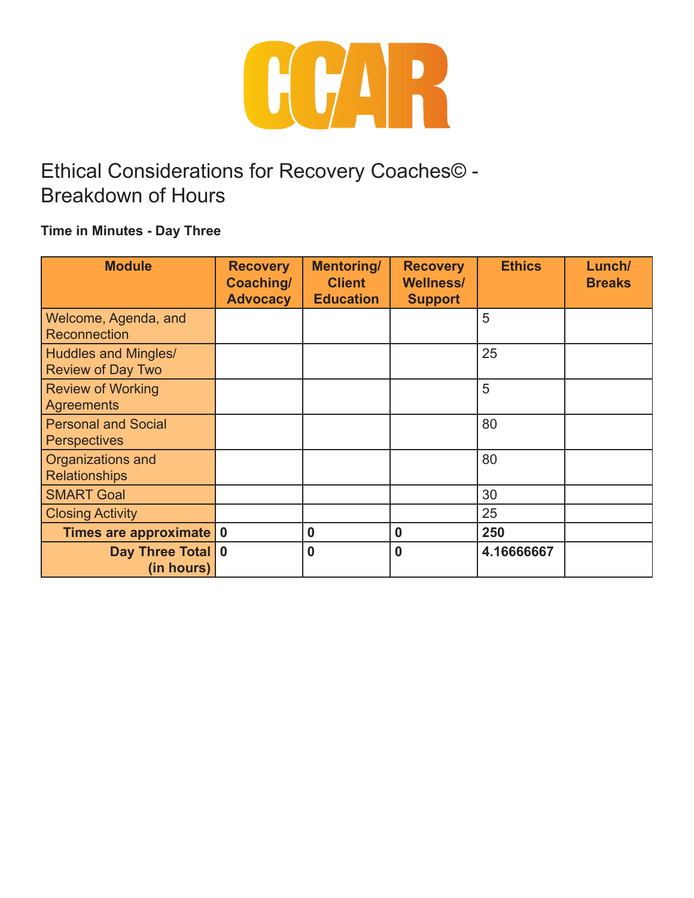# CCAR

## Ethical Considerations for Recovery Coaches© - Breakdown of Hours

**Time in Minutes - Day Three**

| Module | Recovery Coaching/ Advocacy | Mentoring/ Client Education | Recovery Wellness/ Support | Ethics | Lunch/ Breaks |
|---|---|---|---|---|---|
| Welcome, Agenda, and Reconnection | | | | 5 | |
| Huddles and Mingles/ Review of Day Two | | | | 25 | |
| Review of Working Agreements | | | | 5 | |
| Personal and Social Perspectives | | | | 80 | |
| Organizations and Relationships | | | | 80 | |
| SMART Goal | | | | 30 | |
| Closing Activity | | | | 25 | |
| **Times are approximate** | **0** | **0** | **0** | **250** | |
| **Day Three Total (in hours)** | **0** | **0** | **0** | **4.16666667** | |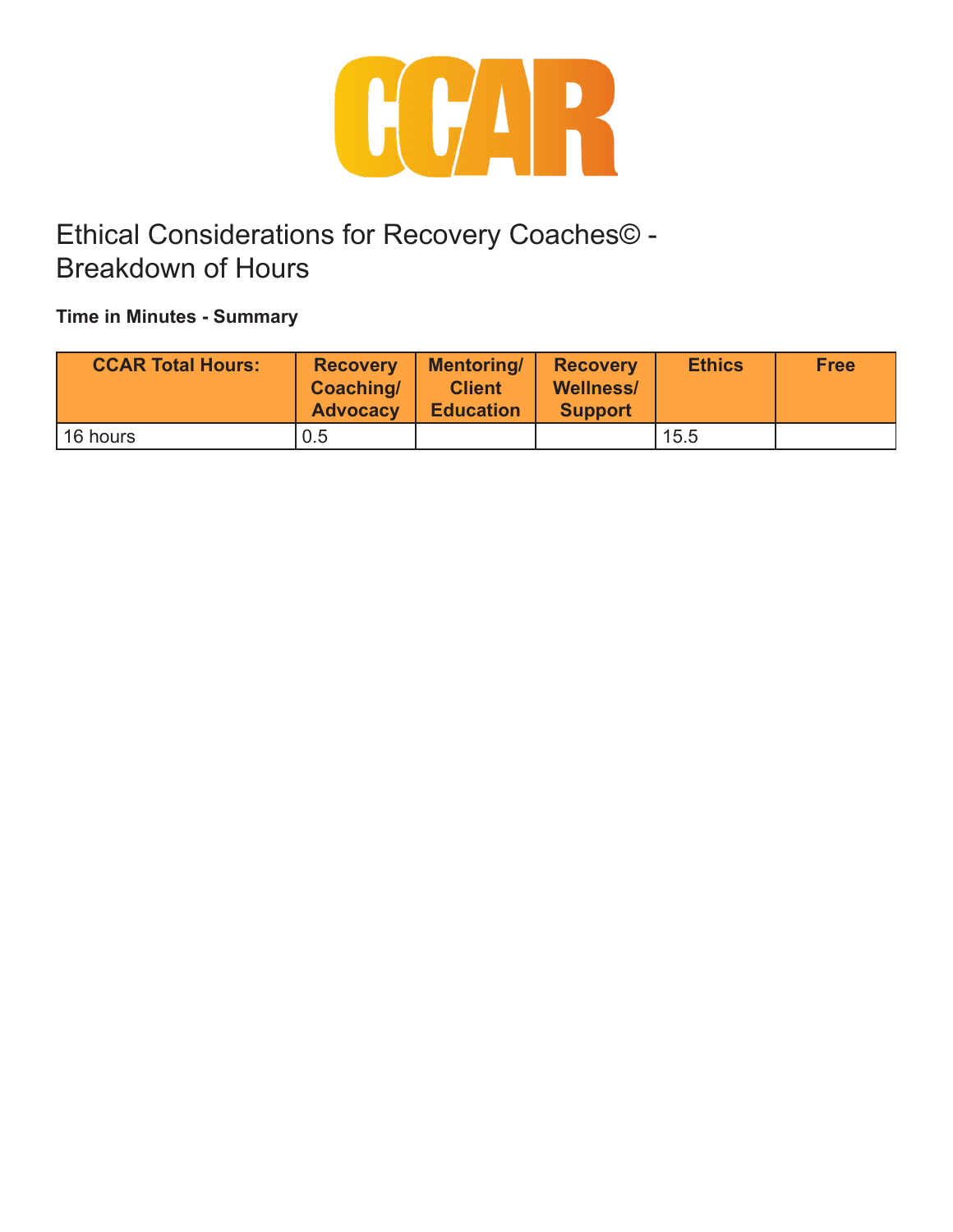CCAR

# Ethical Considerations for Recovery Coaches© - Breakdown of Hours

**Time in Minutes - Summary**

| CCAR Total Hours: | Recovery Coaching/ Advocacy | Mentoring/ Client Education | Recovery Wellness/ Support | Ethics | Free |
|---|---|---|---|---|---|
| 16 hours | 0.5 | | | 15.5 | |